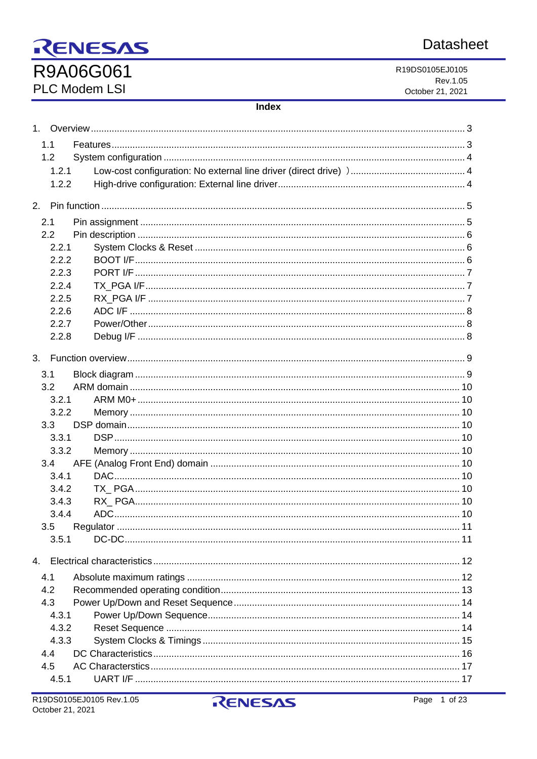RENESAS

Datasheet

# R9A06G061

## PLC Modem LSI

R19DS0105EJ0105
Rev.1.05
October 21, 2021

**Index**

1. Overview ........................................................................ 3
   - 1.1 Features ........................................................................ 3
   - 1.2 System configuration ........................................................................ 4
     - 1.2.1 Low-cost configuration: No external line driver (direct drive) ) ........................................................................ 4
     - 1.2.2 High-drive configuration: External line driver ........................................................................ 4
2. Pin function ........................................................................ 5
   - 2.1 Pin assignment ........................................................................ 5
   - 2.2 Pin description ........................................................................ 6
     - 2.2.1 System Clocks & Reset ........................................................................ 6
     - 2.2.2 BOOT I/F ........................................................................ 6
     - 2.2.3 PORT I/F ........................................................................ 7
     - 2.2.4 TX_PGA I/F ........................................................................ 7
     - 2.2.5 RX_PGA I/F ........................................................................ 7
     - 2.2.6 ADC I/F ........................................................................ 8
     - 2.2.7 Power/Other ........................................................................ 8
     - 2.2.8 Debug I/F ........................................................................ 8
3. Function overview ........................................................................ 9
   - 3.1 Block diagram ........................................................................ 9
   - 3.2 ARM domain ........................................................................ 10
     - 3.2.1 ARM M0+ ........................................................................ 10
     - 3.2.2 Memory ........................................................................ 10
   - 3.3 DSP domain ........................................................................ 10
     - 3.3.1 DSP ........................................................................ 10
     - 3.3.2 Memory ........................................................................ 10
   - 3.4 AFE (Analog Front End) domain ........................................................................ 10
     - 3.4.1 DAC ........................................................................ 10
     - 3.4.2 TX_ PGA ........................................................................ 10
     - 3.4.3 RX_ PGA ........................................................................ 10
     - 3.4.4 ADC ........................................................................ 10
   - 3.5 Regulator ........................................................................ 11
     - 3.5.1 DC-DC ........................................................................ 11
4. Electrical characteristics ........................................................................ 12
   - 4.1 Absolute maximum ratings ........................................................................ 12
   - 4.2 Recommended operating condition ........................................................................ 13
   - 4.3 Power Up/Down and Reset Sequence ........................................................................ 14
     - 4.3.1 Power Up/Down Sequence ........................................................................ 14
     - 4.3.2 Reset Sequence ........................................................................ 14
     - 4.3.3 System Clocks & Timings ........................................................................ 15
   - 4.4 DC Characteristics ........................................................................ 16
   - 4.5 AC Characterstics ........................................................................ 17
     - 4.5.1 UART I/F ........................................................................ 17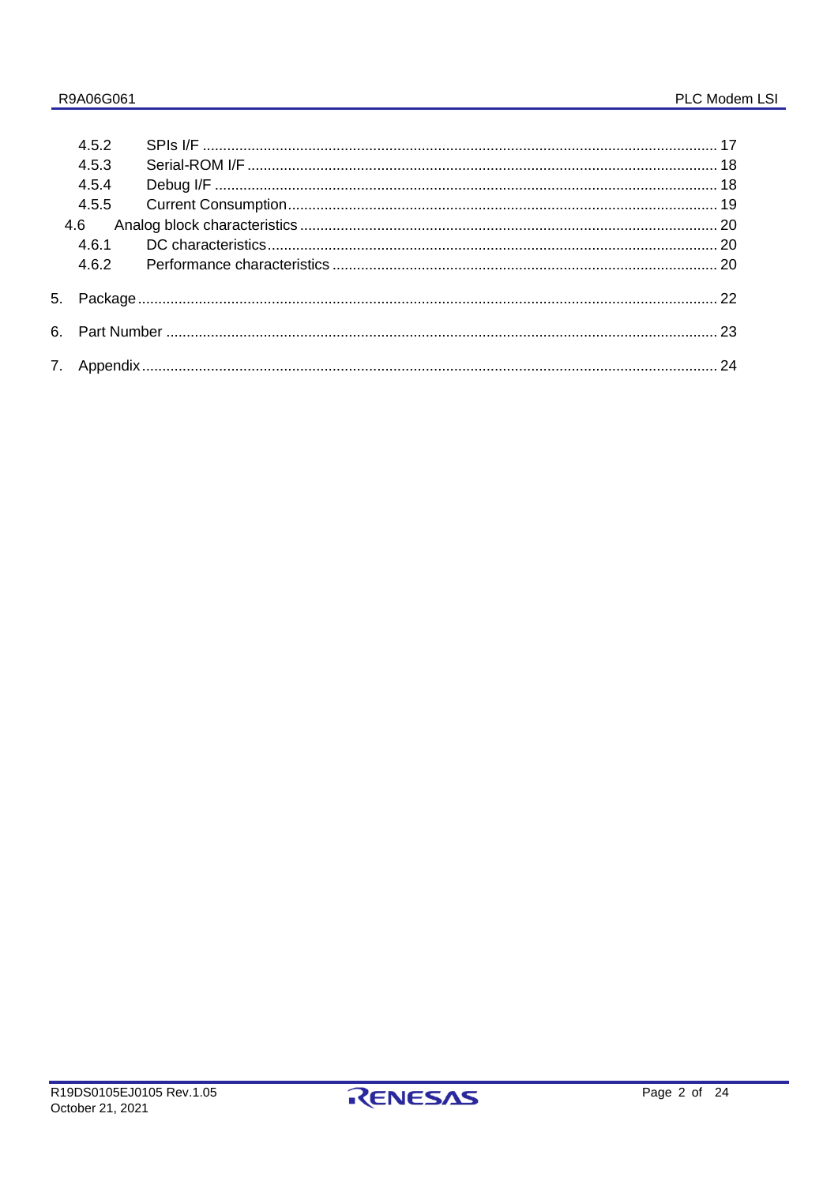4.5.2 SPIs I/F ........................................................................................................................ 17

4.5.3 Serial-ROM I/F ............................................................................................................... 18

4.5.4 Debug I/F ...................................................................................................................... 18

4.5.5 Current Consumption.................................................................................................... 19

4.6 Analog block characteristics ............................................................................................... 20

4.6.1 DC characteristics......................................................................................................... 20

4.6.2 Performance characteristics .......................................................................................... 20

5. Package ................................................................................................................................... 22

6. Part Number ............................................................................................................................. 23

7. Appendix .................................................................................................................................. 24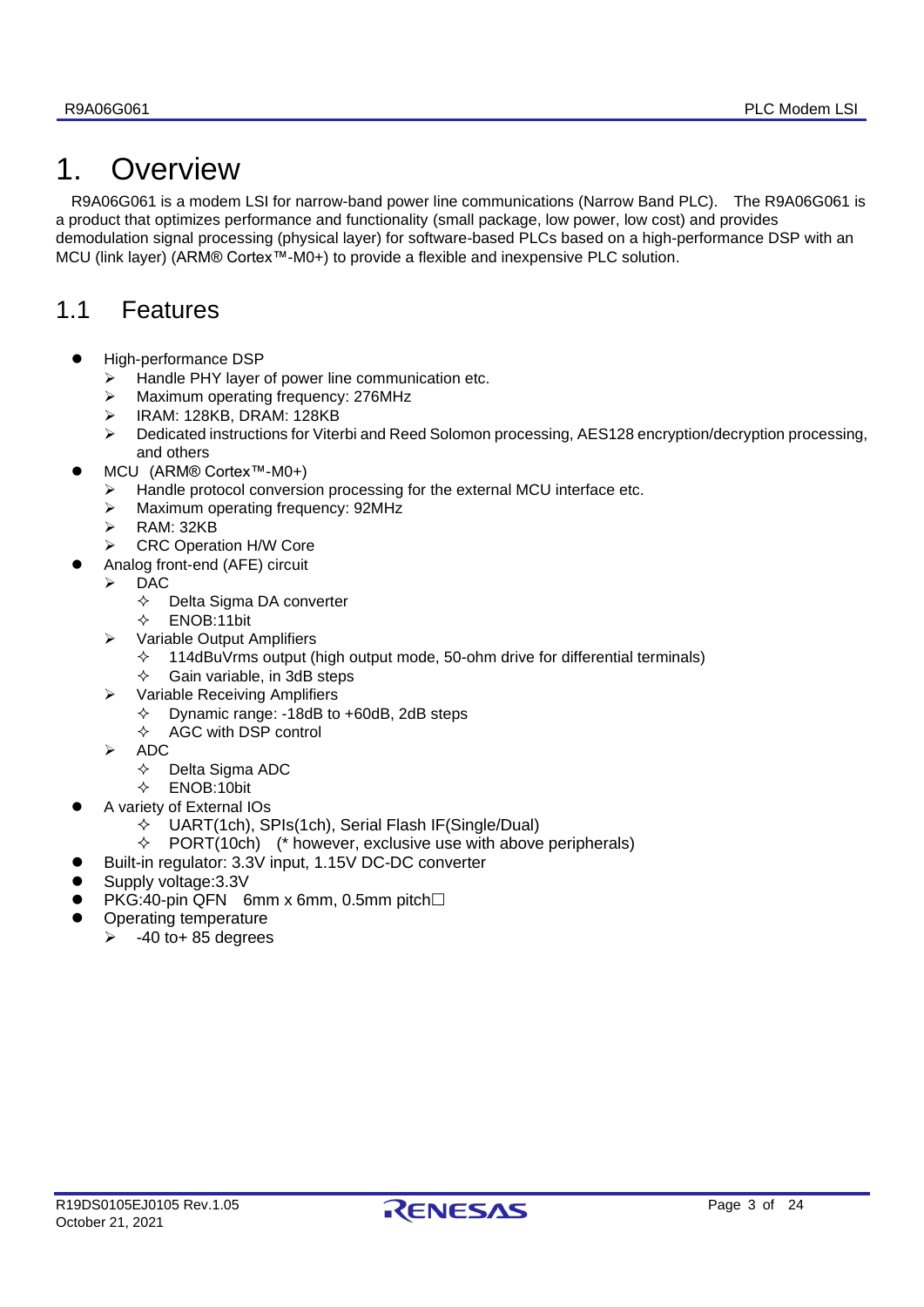# 1. Overview

R9A06G061 is a modem LSI for narrow-band power line communications (Narrow Band PLC). The R9A06G061 is a product that optimizes performance and functionality (small package, low power, low cost) and provides demodulation signal processing (physical layer) for software-based PLCs based on a high-performance DSP with an MCU (link layer) (ARM® Cortex™-M0+) to provide a flexible and inexpensive PLC solution.

## 1.1 Features

- High-performance DSP
  - Handle PHY layer of power line communication etc.
  - Maximum operating frequency: 276MHz
  - IRAM: 128KB, DRAM: 128KB
  - Dedicated instructions for Viterbi and Reed Solomon processing, AES128 encryption/decryption processing, and others
- MCU (ARM® Cortex™-M0+)
  - Handle protocol conversion processing for the external MCU interface etc.
  - Maximum operating frequency: 92MHz
  - RAM: 32KB
  - CRC Operation H/W Core
- Analog front-end (AFE) circuit
  - DAC
    - Delta Sigma DA converter
    - ENOB:11bit
  - Variable Output Amplifiers
    - 114dBuVrms output (high output mode, 50-ohm drive for differential terminals)
    - Gain variable, in 3dB steps
  - Variable Receiving Amplifiers
    - Dynamic range: -18dB to +60dB, 2dB steps
    - AGC with DSP control
  - ADC
    - Delta Sigma ADC
    - ENOB:10bit
- A variety of External IOs
    - UART(1ch), SPIs(1ch), Serial Flash IF(Single/Dual)
    - PORT(10ch) (* however, exclusive use with above peripherals)
- Built-in regulator: 3.3V input, 1.15V DC-DC converter
- Supply voltage:3.3V
- PKG:40-pin QFN 6mm x 6mm, 0.5mm pitch☐
- Operating temperature
  - -40 to+ 85 degrees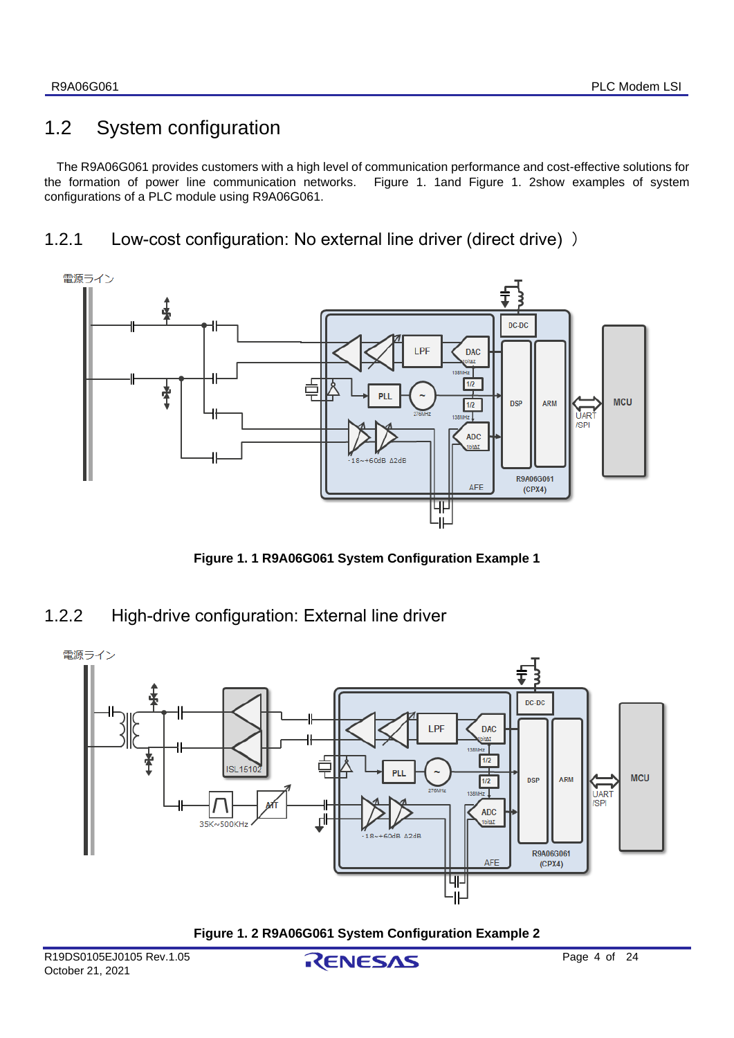## 1.2 System configuration

The R9A06G061 provides customers with a high level of communication performance and cost-effective solutions for the formation of power line communication networks. Figure 1. 1and Figure 1. 2show examples of system configurations of a PLC module using R9A06G061.

### 1.2.1 Low-cost configuration: No external line driver (direct drive) ）

**Figure 1. 1 R9A06G061 System Configuration Example 1**

### 1.2.2 High-drive configuration: External line driver

**Figure 1. 2 R9A06G061 System Configuration Example 2**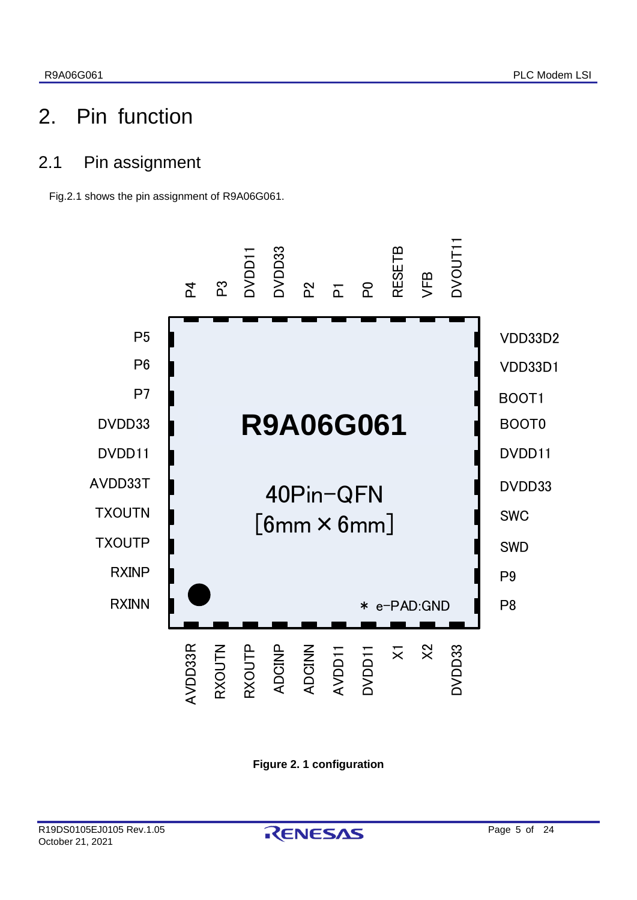# 2. Pin function

## 2.1 Pin assignment

Fig.2.1 shows the pin assignment of R9A06G061.

**Figure 2. 1 configuration**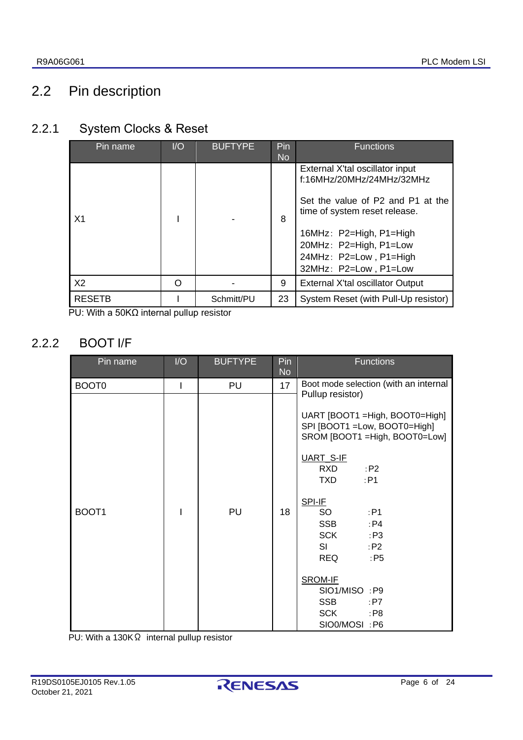## 2.2 Pin description

### 2.2.1 System Clocks & Reset

| Pin name | I/O | BUFTYPE | Pin No | Functions |
|---|---|---|---|---|
| X1 | I | - | 8 | External X'tal oscillator input f:16MHz/20MHz/24MHz/32MHz<br><br>Set the value of P2 and P1 at the time of system reset release.<br><br>16MHz: P2=High, P1=High<br>20MHz: P2=High, P1=Low<br>24MHz: P2=Low , P1=High<br>32MHz: P2=Low , P1=Low |
| X2 | O | - | 9 | External X'tal oscillator Output |
| RESETB | I | Schmitt/PU | 23 | System Reset (with Pull-Up resistor) |

PU: With a 50KΩ internal pullup resistor

### 2.2.2 BOOT I/F

| Pin name | I/O | BUFTYPE | Pin No | Functions |
|---|---|---|---|---|
| BOOT0 | I | PU | 17 | Boot mode selection (with an internal Pullup resistor)<br><br>UART [BOOT1 =High, BOOT0=High]<br>SPI [BOOT1 =Low, BOOT0=High]<br>SROM [BOOT1 =High, BOOT0=Low]<br><br>UART_S-IF<br>RXD : P2<br>TXD : P1<br><br>SPI-IF<br>SO : P1<br>SSB : P4<br>SCK : P3<br>SI : P2<br>REQ : P5<br><br>SROM-IF<br>SIO1/MISO : P9<br>SSB : P7<br>SCK : P8<br>SIO0/MOSI : P6 |
| BOOT1 | I | PU | 18 | |

PU: With a 130KΩ internal pullup resistor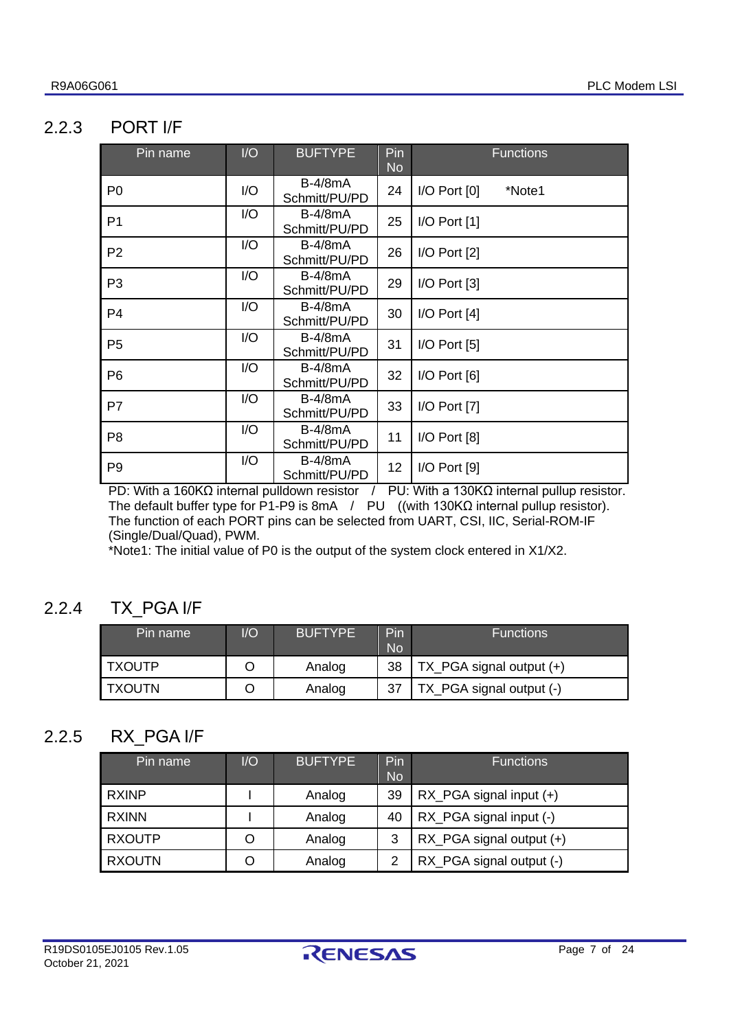### 2.2.3 PORT I/F

| Pin name | I/O | BUFTYPE | Pin No | Functions |
|---|---|---|---|---|
| P0 | I/O | B-4/8mA Schmitt/PU/PD | 24 | I/O Port [0] *Note1 |
| P1 | I/O | B-4/8mA Schmitt/PU/PD | 25 | I/O Port [1] |
| P2 | I/O | B-4/8mA Schmitt/PU/PD | 26 | I/O Port [2] |
| P3 | I/O | B-4/8mA Schmitt/PU/PD | 29 | I/O Port [3] |
| P4 | I/O | B-4/8mA Schmitt/PU/PD | 30 | I/O Port [4] |
| P5 | I/O | B-4/8mA Schmitt/PU/PD | 31 | I/O Port [5] |
| P6 | I/O | B-4/8mA Schmitt/PU/PD | 32 | I/O Port [6] |
| P7 | I/O | B-4/8mA Schmitt/PU/PD | 33 | I/O Port [7] |
| P8 | I/O | B-4/8mA Schmitt/PU/PD | 11 | I/O Port [8] |
| P9 | I/O | B-4/8mA Schmitt/PU/PD | 12 | I/O Port [9] |

PD: With a 160KΩ internal pulldown resistor / PU: With a 130KΩ internal pullup resistor.
The default buffer type for P1-P9 is 8mA / PU ((with 130KΩ internal pullup resistor).
The function of each PORT pins can be selected from UART, CSI, IIC, Serial-ROM-IF (Single/Dual/Quad), PWM.
*Note1: The initial value of P0 is the output of the system clock entered in X1/X2.

### 2.2.4 TX_PGA I/F

| Pin name | I/O | BUFTYPE | Pin No | Functions |
|---|---|---|---|---|
| TXOUTP | O | Analog | 38 | TX_PGA signal output (+) |
| TXOUTN | O | Analog | 37 | TX_PGA signal output (-) |

### 2.2.5 RX_PGA I/F

| Pin name | I/O | BUFTYPE | Pin No | Functions |
|---|---|---|---|---|
| RXINP | I | Analog | 39 | RX_PGA signal input (+) |
| RXINN | I | Analog | 40 | RX_PGA signal input (-) |
| RXOUTP | O | Analog | 3 | RX_PGA signal output (+) |
| RXOUTN | O | Analog | 2 | RX_PGA signal output (-) |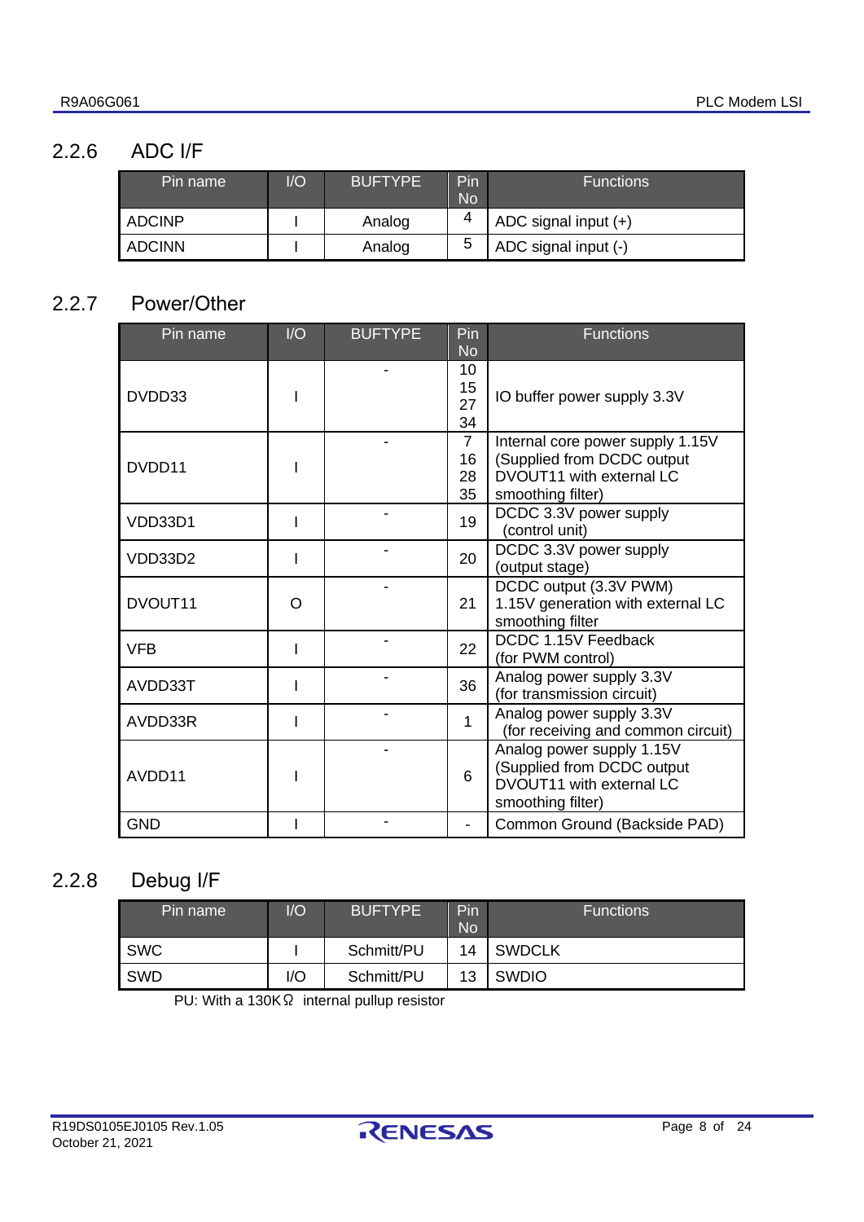### 2.2.6 ADC I/F

| Pin name | I/O | BUFTYPE | Pin No | Functions |
|---|---|---|---|---|
| ADCINP | I | Analog | 4 | ADC signal input (+) |
| ADCINN | I | Analog | 5 | ADC signal input (-) |

### 2.2.7 Power/Other

| Pin name | I/O | BUFTYPE | Pin No | Functions |
|---|---|---|---|---|
| DVDD33 | I | - | 10<br>15<br>27<br>34 | IO buffer power supply 3.3V |
| DVDD11 | I | - | 7<br>16<br>28<br>35 | Internal core power supply 1.15V (Supplied from DCDC output DVOUT11 with external LC smoothing filter) |
| VDD33D1 | I | - | 19 | DCDC 3.3V power supply (control unit) |
| VDD33D2 | I | - | 20 | DCDC 3.3V power supply (output stage) |
| DVOUT11 | O | - | 21 | DCDC output (3.3V PWM) 1.15V generation with external LC smoothing filter |
| VFB | I | - | 22 | DCDC 1.15V Feedback (for PWM control) |
| AVDD33T | I | - | 36 | Analog power supply 3.3V (for transmission circuit) |
| AVDD33R | I | - | 1 | Analog power supply 3.3V (for receiving and common circuit) |
| AVDD11 | I | - | 6 | Analog power supply 1.15V (Supplied from DCDC output DVOUT11 with external LC smoothing filter) |
| GND | I | - | - | Common Ground (Backside PAD) |

### 2.2.8 Debug I/F

| Pin name | I/O | BUFTYPE | Pin No | Functions |
|---|---|---|---|---|
| SWC | I | Schmitt/PU | 14 | SWDCLK |
| SWD | I/O | Schmitt/PU | 13 | SWDIO |

PU: With a 130KΩ internal pullup resistor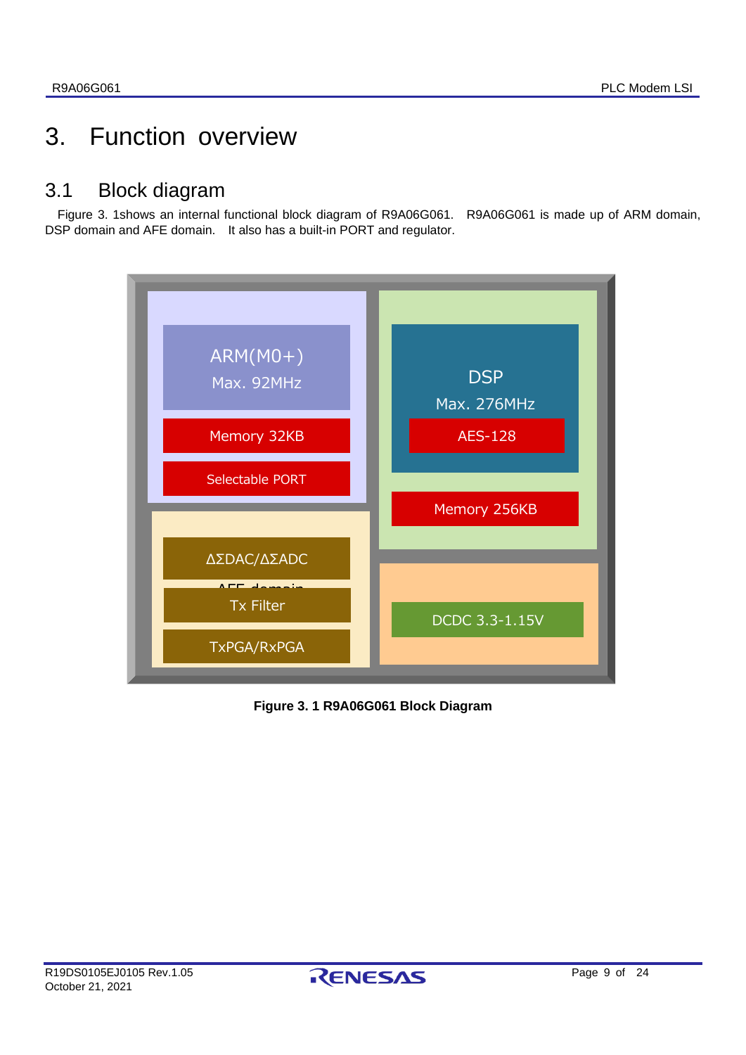# 3. Function overview

## 3.1 Block diagram

Figure 3. 1shows an internal functional block diagram of R9A06G061. R9A06G061 is made up of ARM domain, DSP domain and AFE domain. It also has a built-in PORT and regulator.

ARM(M0+)
Max. 92MHz
Memory 32KB
Selectable PORT

DSP
Max. 276MHz
AES-128
Memory 256KB

ΔΣDAC/ΔΣADC
AFE domain
Tx Filter
TxPGA/RxPGA

DCDC 3.3-1.15V

**Figure 3. 1 R9A06G061 Block Diagram**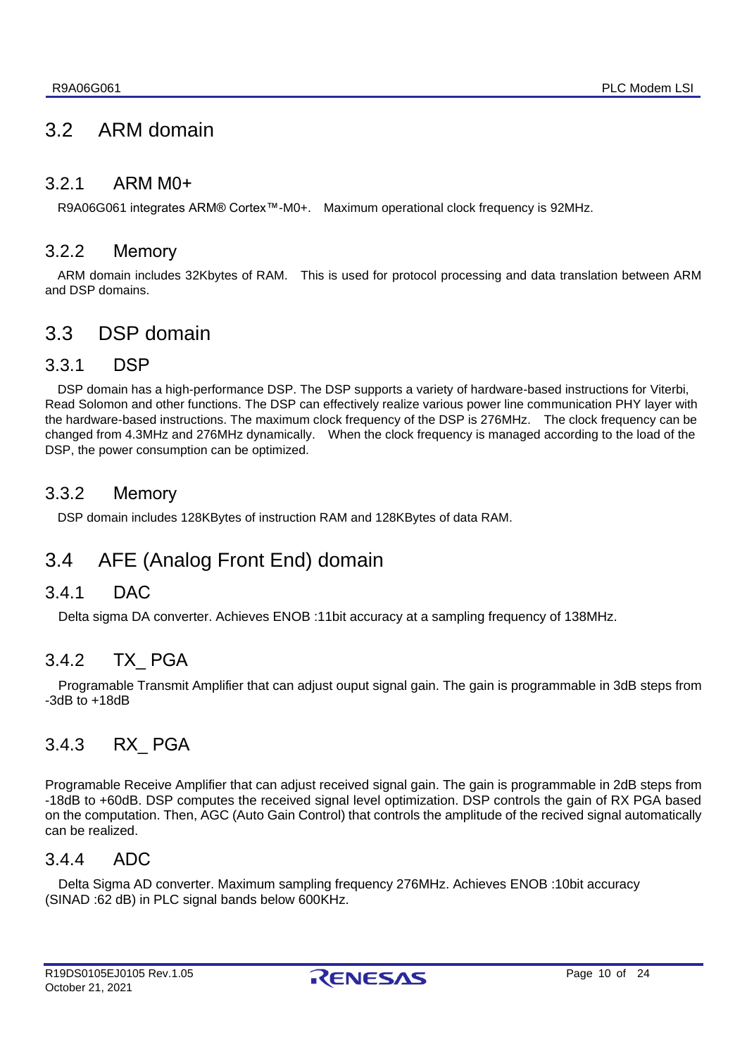## 3.2 ARM domain

### 3.2.1 ARM M0+

R9A06G061 integrates ARM® Cortex™-M0+. Maximum operational clock frequency is 92MHz.

### 3.2.2 Memory

ARM domain includes 32Kbytes of RAM. This is used for protocol processing and data translation between ARM and DSP domains.

## 3.3 DSP domain

### 3.3.1 DSP

DSP domain has a high-performance DSP. The DSP supports a variety of hardware-based instructions for Viterbi, Read Solomon and other functions. The DSP can effectively realize various power line communication PHY layer with the hardware-based instructions. The maximum clock frequency of the DSP is 276MHz. The clock frequency can be changed from 4.3MHz and 276MHz dynamically. When the clock frequency is managed according to the load of the DSP, the power consumption can be optimized.

### 3.3.2 Memory

DSP domain includes 128KBytes of instruction RAM and 128KBytes of data RAM.

## 3.4 AFE (Analog Front End) domain

### 3.4.1 DAC

Delta sigma DA converter. Achieves ENOB :11bit accuracy at a sampling frequency of 138MHz.

### 3.4.2 TX_ PGA

Programable Transmit Amplifier that can adjust ouput signal gain. The gain is programmable in 3dB steps from -3dB to +18dB

### 3.4.3 RX_ PGA

Programable Receive Amplifier that can adjust received signal gain. The gain is programmable in 2dB steps from -18dB to +60dB. DSP computes the received signal level optimization. DSP controls the gain of RX PGA based on the computation. Then, AGC (Auto Gain Control) that controls the amplitude of the recived signal automatically can be realized.

### 3.4.4 ADC

Delta Sigma AD converter. Maximum sampling frequency 276MHz. Achieves ENOB :10bit accuracy (SINAD :62 dB) in PLC signal bands below 600KHz.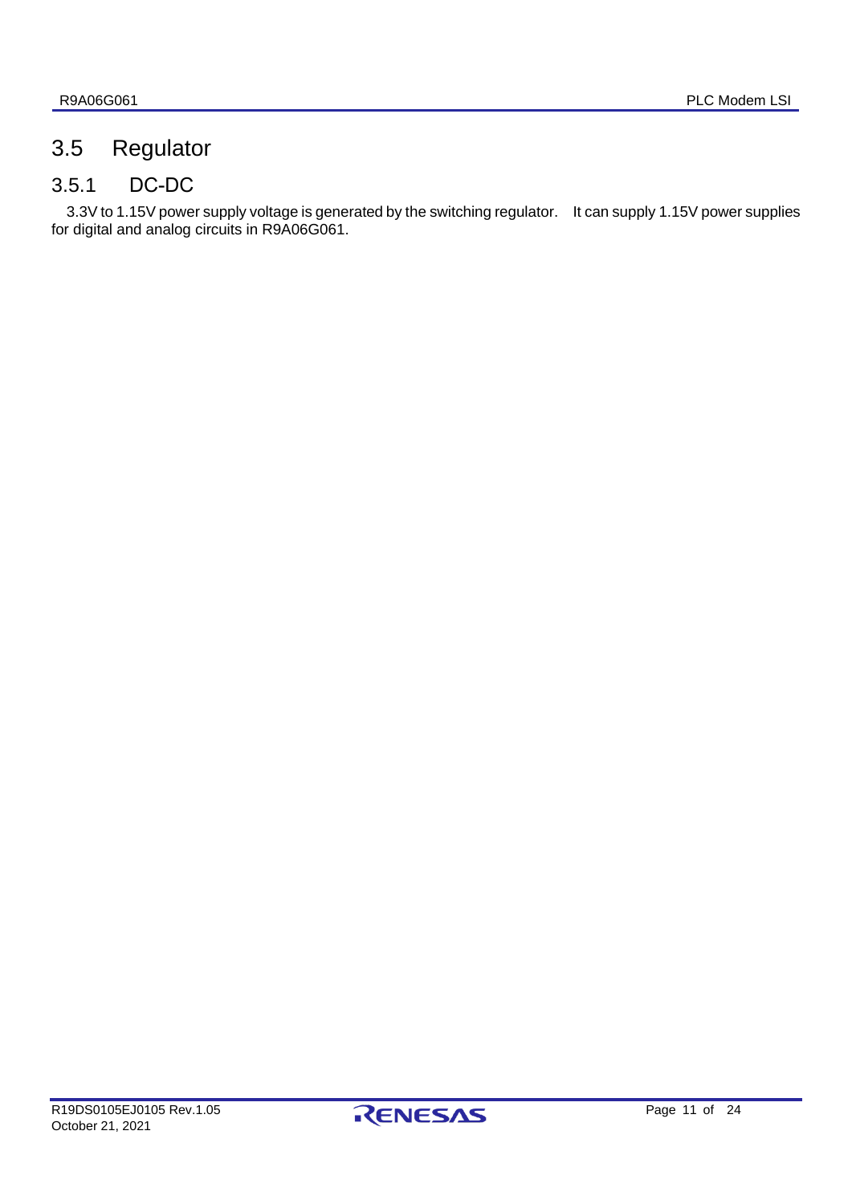## 3.5 Regulator

### 3.5.1 DC-DC

3.3V to 1.15V power supply voltage is generated by the switching regulator. It can supply 1.15V power supplies for digital and analog circuits in R9A06G061.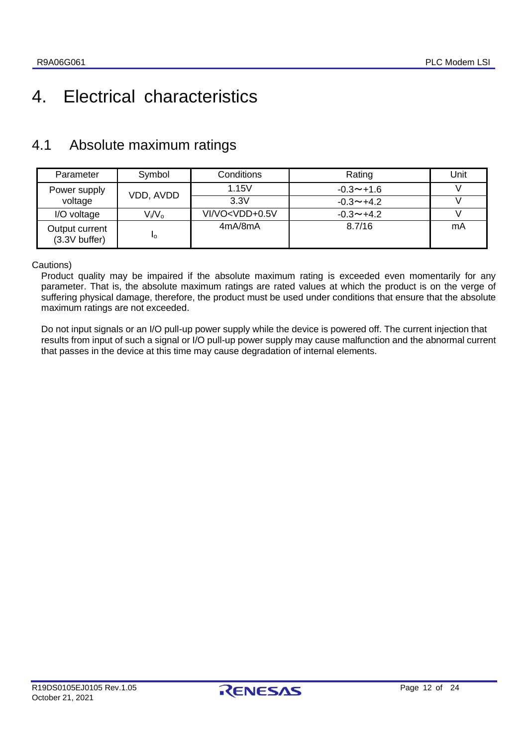# 4. Electrical characteristics

## 4.1 Absolute maximum ratings

| Parameter | Symbol | Conditions | Rating | Unit |
|---|---|---|---|---|
| Power supply voltage | VDD, AVDD | 1.15V | -0.3～+1.6 | V |
| | | 3.3V | -0.3～+4.2 | V |
| I/O voltage | $V_i/V_o$ | VI/VO<VDD+0.5V | -0.3～+4.2 | V |
| Output current (3.3V buffer) | $I_o$ | 4mA/8mA | 8.7/16 | mA |

Cautions)

Product quality may be impaired if the absolute maximum rating is exceeded even momentarily for any parameter. That is, the absolute maximum ratings are rated values at which the product is on the verge of suffering physical damage, therefore, the product must be used under conditions that ensure that the absolute maximum ratings are not exceeded.

Do not input signals or an I/O pull-up power supply while the device is powered off. The current injection that results from input of such a signal or I/O pull-up power supply may cause malfunction and the abnormal current that passes in the device at this time may cause degradation of internal elements.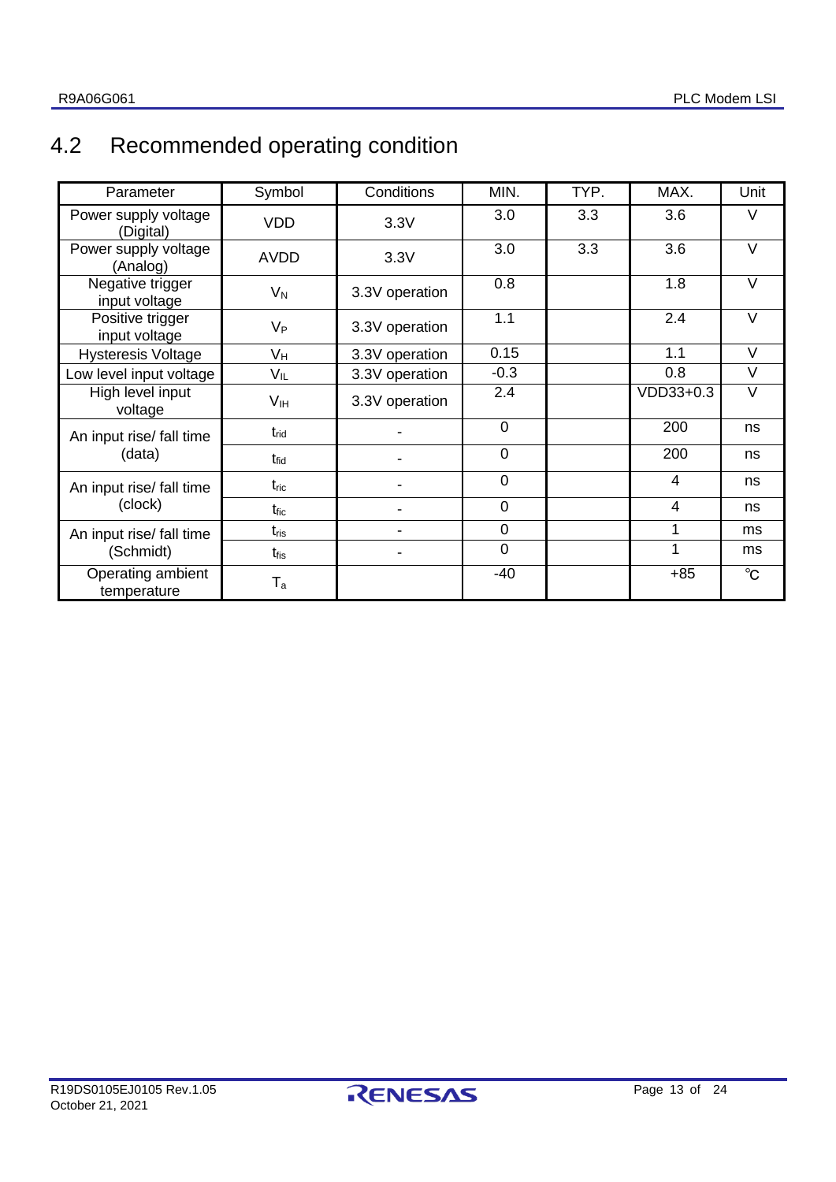## 4.2 Recommended operating condition

| Parameter | Symbol | Conditions | MIN. | TYP. | MAX. | Unit |
|---|---|---|---|---|---|---|
| Power supply voltage (Digital) | VDD | 3.3V | 3.0 | 3.3 | 3.6 | V |
| Power supply voltage (Analog) | AVDD | 3.3V | 3.0 | 3.3 | 3.6 | V |
| Negative trigger input voltage | $V_N$ | 3.3V operation | 0.8 | | 1.8 | V |
| Positive trigger input voltage | $V_P$ | 3.3V operation | 1.1 | | 2.4 | V |
| Hysteresis Voltage | $V_H$ | 3.3V operation | 0.15 | | 1.1 | V |
| Low level input voltage | $V_{IL}$ | 3.3V operation | -0.3 | | 0.8 | V |
| High level input voltage | $V_{IH}$ | 3.3V operation | 2.4 | | VDD33+0.3 | V |
| An input rise/ fall time (data) | $t_{rid}$ | - | 0 | | 200 | ns |
| | $t_{fid}$ | - | 0 | | 200 | ns |
| An input rise/ fall time (clock) | $t_{ric}$ | - | 0 | | 4 | ns |
| | $t_{fic}$ | - | 0 | | 4 | ns |
| An input rise/ fall time (Schmidt) | $t_{ris}$ | - | 0 | | 1 | ms |
| | $t_{fis}$ | - | 0 | | 1 | ms |
| Operating ambient temperature | $T_a$ | | -40 | | +85 | ℃ |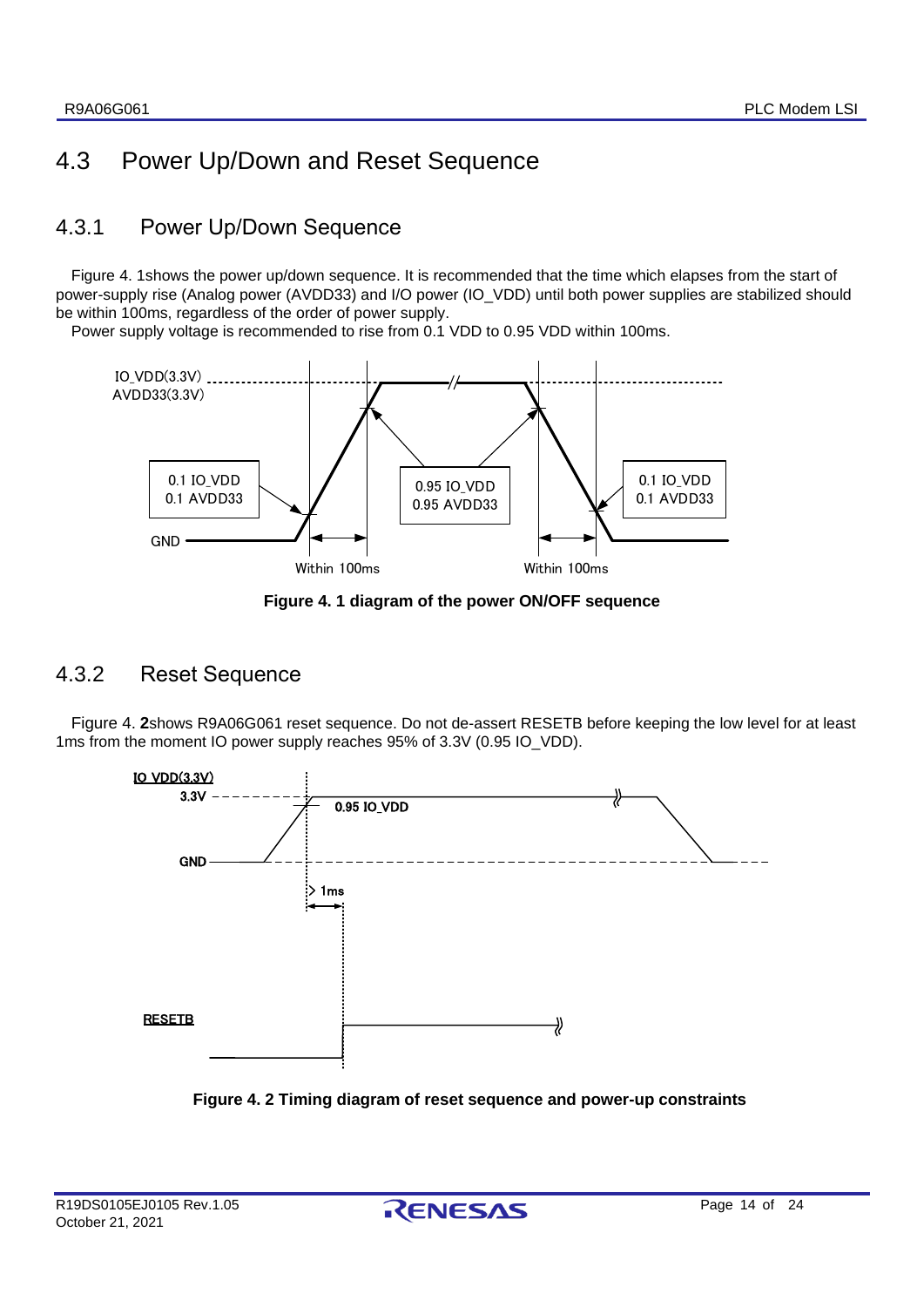## 4.3 Power Up/Down and Reset Sequence

### 4.3.1 Power Up/Down Sequence

Figure 4. 1shows the power up/down sequence. It is recommended that the time which elapses from the start of power-supply rise (Analog power (AVDD33) and I/O power (IO_VDD) until both power supplies are stabilized should be within 100ms, regardless of the order of power supply.

Power supply voltage is recommended to rise from 0.1 VDD to 0.95 VDD within 100ms.

**Figure 4. 1 diagram of the power ON/OFF sequence**

### 4.3.2 Reset Sequence

Figure 4. **2**shows R9A06G061 reset sequence. Do not de-assert RESETB before keeping the low level for at least 1ms from the moment IO power supply reaches 95% of 3.3V (0.95 IO_VDD).

**Figure 4. 2 Timing diagram of reset sequence and power-up constraints**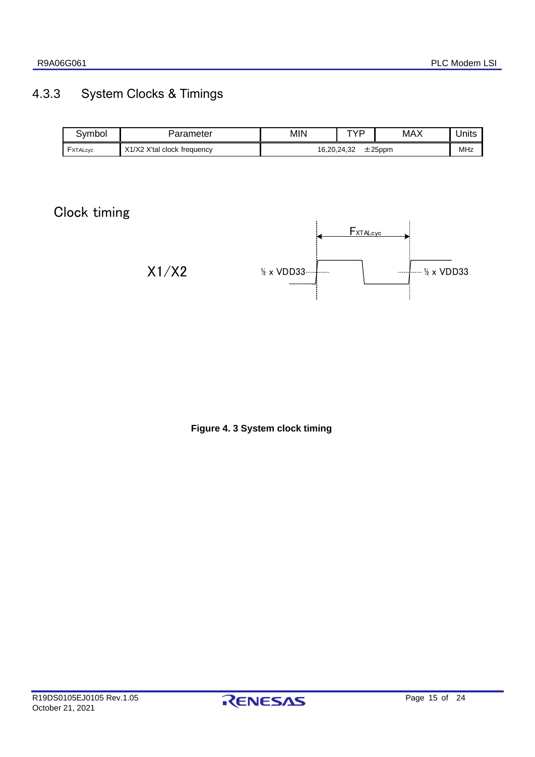### 4.3.3 System Clocks & Timings

| Symbol | Parameter | MIN | TYP | MAX | Units |
|---|---|---|---|---|---|
| $F_{XTALcyc}$ | X1/X2 X'tal clock frequency | 16,20,24,32 ±25ppm | | | MHz |

Clock timing

X1/X2

$F_{XTALcyc}$

½ x VDD33

½ x VDD33

**Figure 4. 3 System clock timing**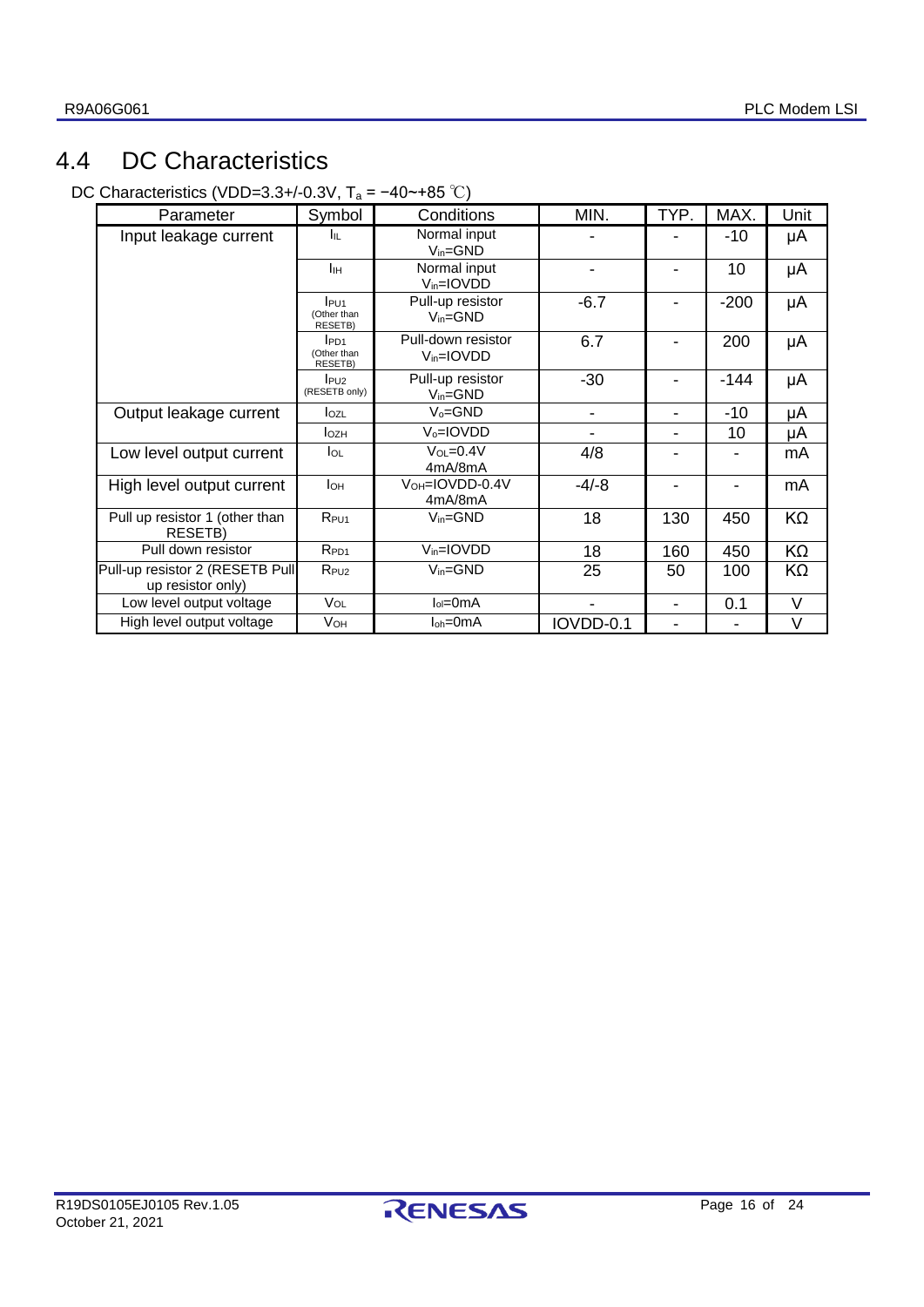## 4.4 DC Characteristics

DC Characteristics (VDD=3.3+/-0.3V, $T_a$ = −40~+85 ℃)

| Parameter | Symbol | Conditions | MIN. | TYP. | MAX. | Unit |
|---|---|---|---|---|---|---|
| Input leakage current | $I_{IL}$ | Normal input $V_{in}$=GND | - | - | -10 | μA |
| | $I_{IH}$ | Normal input $V_{in}$=IOVDD | - | - | 10 | μA |
| | $I_{PU1}$ (Other than RESETB) | Pull-up resistor $V_{in}$=GND | -6.7 | - | -200 | μA |
| | $I_{PD1}$ (Other than RESETB) | Pull-down resistor $V_{in}$=IOVDD | 6.7 | - | 200 | μA |
| | $I_{PU2}$ (RESETB only) | Pull-up resistor $V_{in}$=GND | -30 | - | -144 | μA |
| Output leakage current | $I_{OZL}$ | $V_o$=GND | - | - | -10 | μA |
| | $I_{OZH}$ | $V_o$=IOVDD | - | - | 10 | μA |
| Low level output current | $I_{OL}$ | $V_{OL}$=0.4V 4mA/8mA | 4/8 | - | - | mA |
| High level output current | $I_{OH}$ | $V_{OH}$=IOVDD-0.4V 4mA/8mA | -4/-8 | - | - | mA |
| Pull up resistor 1 (other than RESETB) | $R_{PU1}$ | $V_{in}$=GND | 18 | 130 | 450 | KΩ |
| Pull down resistor | $R_{PD1}$ | $V_{in}$=IOVDD | 18 | 160 | 450 | KΩ |
| Pull-up resistor 2 (RESETB Pull up resistor only) | $R_{PU2}$ | $V_{in}$=GND | 25 | 50 | 100 | KΩ |
| Low level output voltage | $V_{OL}$ | $I_{ol}$=0mA | - | - | 0.1 | V |
| High level output voltage | $V_{OH}$ | $I_{oh}$=0mA | IOVDD-0.1 | - | - | V |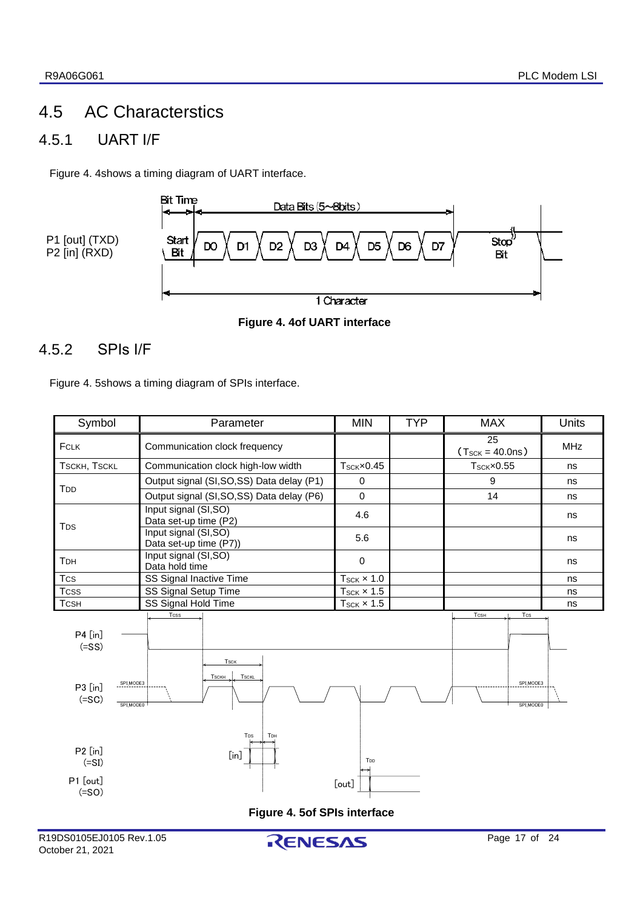## 4.5 AC Characterstics

### 4.5.1 UART I/F

Figure 4. 4shows a timing diagram of UART interface.

**Figure 4. 4of UART interface**

### 4.5.2 SPIs I/F

Figure 4. 5shows a timing diagram of SPIs interface.

| Symbol | Parameter | MIN | TYP | MAX | Units |
|---|---|---|---|---|---|
| $F_{CLK}$ | Communication clock frequency | | | 25 ($T_{SCK}$ = 40.0ns) | MHz |
| $T_{SCKH}$, $T_{SCKL}$ | Communication clock high-low width | $T_{SCK}$×0.45 | | $T_{SCK}$×0.55 | ns |
| $T_{DD}$ | Output signal (SI,SO,SS) Data delay (P1) | 0 | | 9 | ns |
| | Output signal (SI,SO,SS) Data delay (P6) | 0 | | 14 | ns |
| $T_{DS}$ | Input signal (SI,SO) Data set-up time (P2) | 4.6 | | | ns |
| | Input signal (SI,SO) Data set-up time (P7)) | 5.6 | | | ns |
| $T_{DH}$ | Input signal (SI,SO) Data hold time | 0 | | | ns |
| $T_{CS}$ | SS Signal Inactive Time | $T_{SCK}$ × 1.0 | | | ns |
| $T_{CSS}$ | SS Signal Setup Time | $T_{SCK}$ × 1.5 | | | ns |
| $T_{CSH}$ | SS Signal Hold Time | $T_{SCK}$ × 1.5 | | | ns |

**Figure 4. 5of SPIs interface**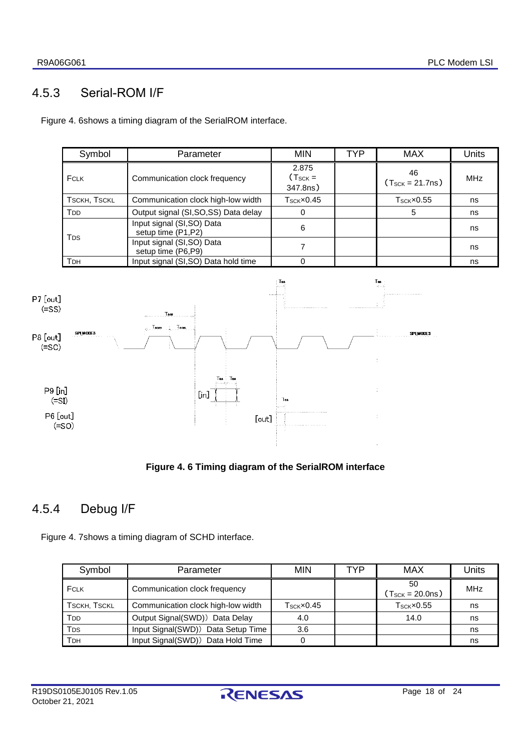## 4.5.3 Serial-ROM I/F

Figure 4. 6shows a timing diagram of the SerialROM interface.

| Symbol | Parameter | MIN | TYP | MAX | Units |
|---|---|---|---|---|---|
| $F_{CLK}$ | Communication clock frequency | 2.875 ($T_{SCK}$ = 347.8ns) | | 46 ($T_{SCK}$ = 21.7ns) | MHz |
| $T_{SCKH}$, $T_{SCKL}$ | Communication clock high-low width | $T_{SCK}$×0.45 | | $T_{SCK}$×0.55 | ns |
| $T_{DD}$ | Output signal (SI,SO,SS) Data delay | 0 | | 5 | ns |
| $T_{DS}$ | Input signal (SI,SO) Data setup time (P1,P2) | 6 | | | ns |
| | Input signal (SI,SO) Data setup time (P6,P9) | 7 | | | ns |
| $T_{DH}$ | Input signal (SI,SO) Data hold time | 0 | | | ns |

P7 [out] (=SS)

P8 [out] (=SC)

P9 [in] (=SI)

P6 [out] (=SO)

**Figure 4. 6 Timing diagram of the SerialROM interface**

## 4.5.4 Debug I/F

Figure 4. 7shows a timing diagram of SCHD interface.

| Symbol | Parameter | MIN | TYP | MAX | Units |
|---|---|---|---|---|---|
| $F_{CLK}$ | Communication clock frequency | | | 50 ($T_{SCK}$ = 20.0ns) | MHz |
| $T_{SCKH}$, $T_{SCKL}$ | Communication clock high-low width | $T_{SCK}$×0.45 | | $T_{SCK}$×0.55 | ns |
| $T_{DD}$ | Output Signal(SWD)) Data Delay | 4.0 | | 14.0 | ns |
| $T_{DS}$ | Input Signal(SWD)) Data Setup Time | 3.6 | | | ns |
| $T_{DH}$ | Input Signal(SWD)) Data Hold Time | 0 | | | ns |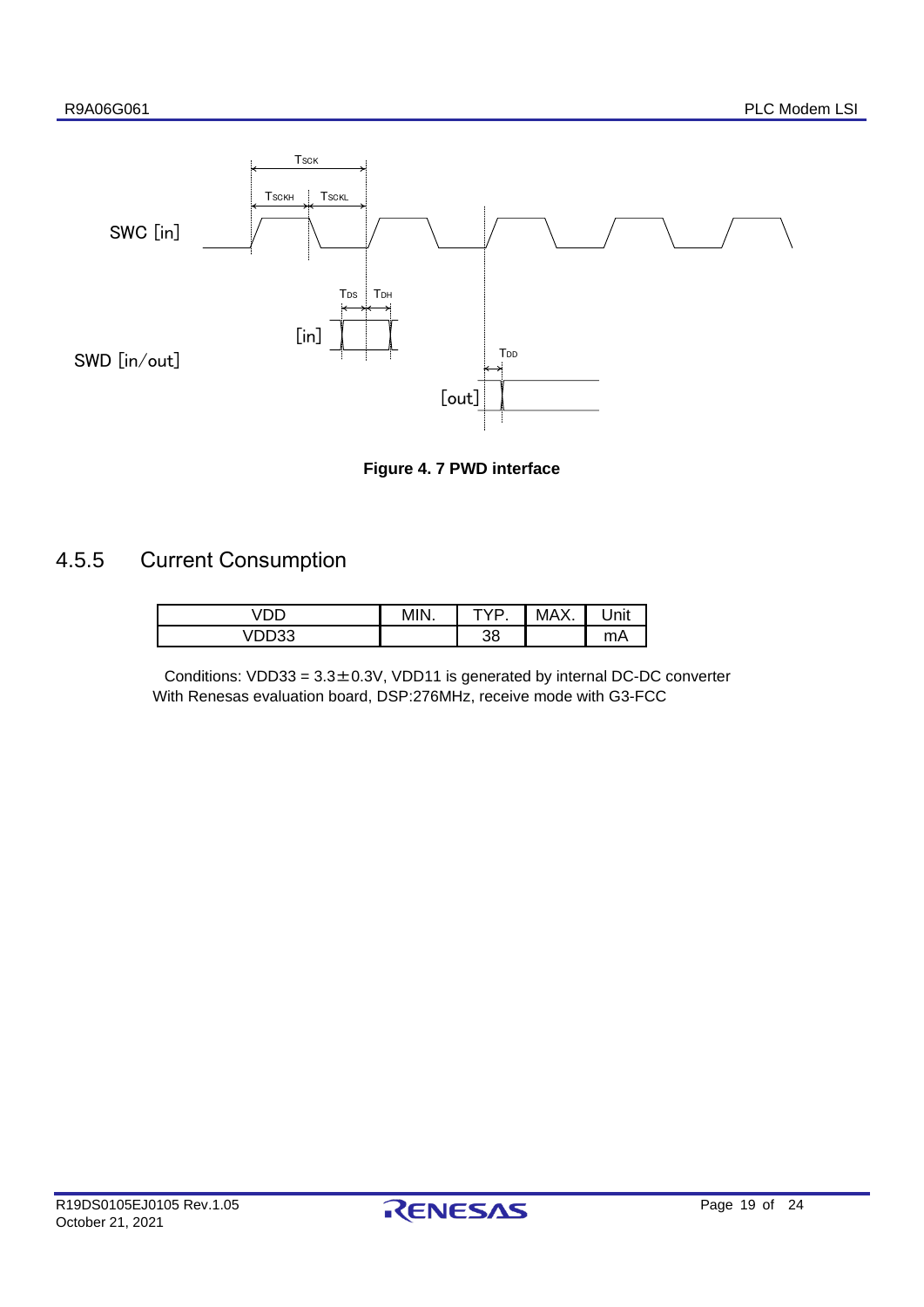Figure 4. 7 PWD interface

## 4.5.5 Current Consumption

| VDD | MIN. | TYP. | MAX. | Unit |
|---|---|---|---|---|
| VDD33 | | 38 | | mA |

Conditions: VDD33 = 3.3±0.3V, VDD11 is generated by internal DC-DC converter
With Renesas evaluation board, DSP:276MHz, receive mode with G3-FCC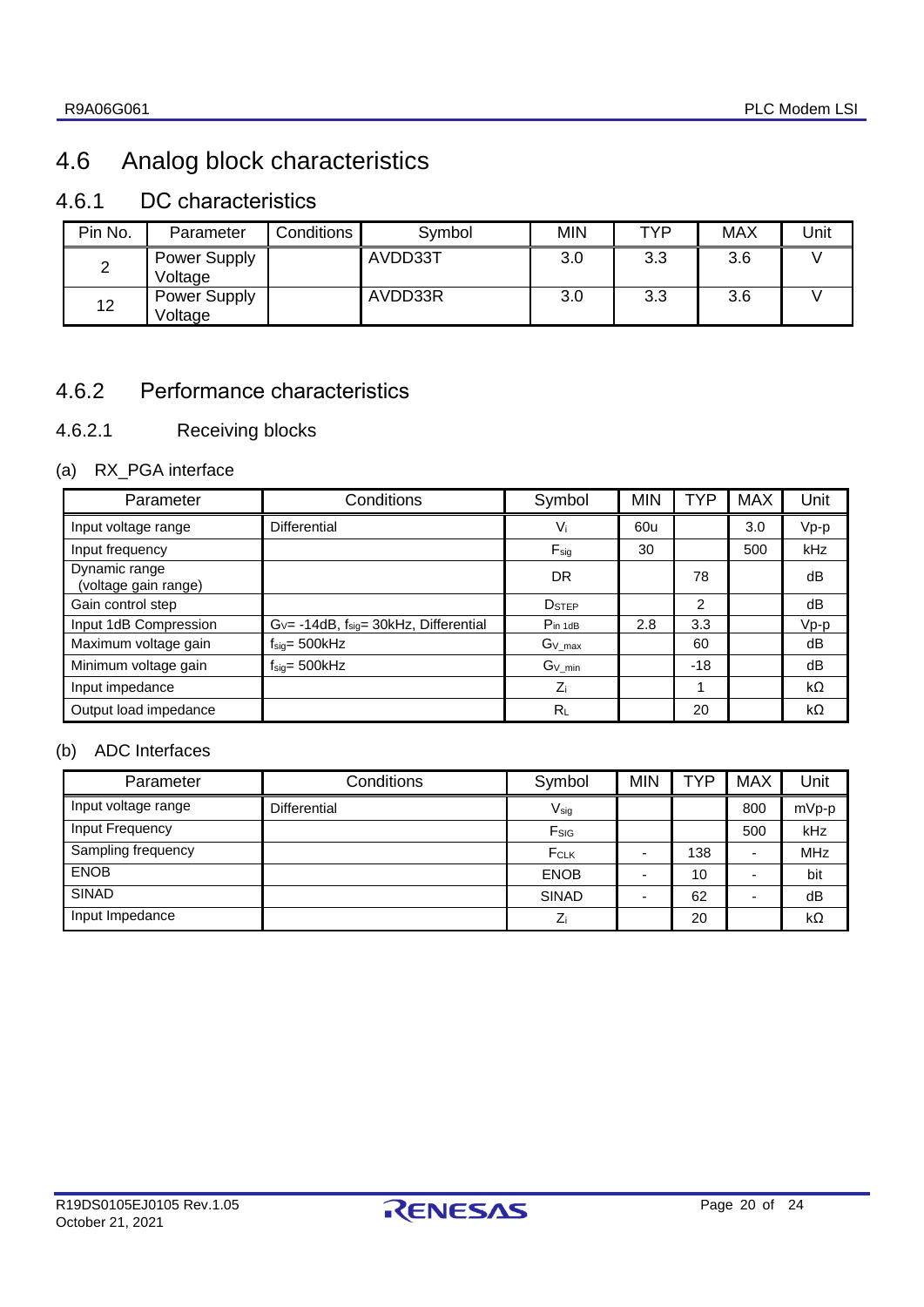## 4.6 Analog block characteristics

### 4.6.1 DC characteristics

| Pin No. | Parameter | Conditions | Symbol | MIN | TYP | MAX | Unit |
|---|---|---|---|---|---|---|---|
| 2 | Power Supply Voltage | | AVDD33T | 3.0 | 3.3 | 3.6 | V |
| 12 | Power Supply Voltage | | AVDD33R | 3.0 | 3.3 | 3.6 | V |

### 4.6.2 Performance characteristics

#### 4.6.2.1 Receiving blocks

(a) RX_PGA interface

| Parameter | Conditions | Symbol | MIN | TYP | MAX | Unit |
|---|---|---|---|---|---|---|
| Input voltage range | Differential | $V_i$ | 60u | | 3.0 | Vp-p |
| Input frequency | | $F_{sig}$ | 30 | | 500 | kHz |
| Dynamic range (voltage gain range) | | DR | | 78 | | dB |
| Gain control step | | $D_{STEP}$ | | 2 | | dB |
| Input 1dB Compression | $G_V$= -14dB, $f_{sig}$= 30kHz, Differential | $P_{in\ 1dB}$ | 2.8 | 3.3 | | Vp-p |
| Maximum voltage gain | $f_{sig}$= 500kHz | $G_{V\_max}$ | | 60 | | dB |
| Minimum voltage gain | $f_{sig}$= 500kHz | $G_{V\_min}$ | | -18 | | dB |
| Input impedance | | $Z_i$ | | 1 | | kΩ |
| Output load impedance | | $R_L$ | | 20 | | kΩ |

(b) ADC Interfaces

| Parameter | Conditions | Symbol | MIN | TYP | MAX | Unit |
|---|---|---|---|---|---|---|
| Input voltage range | Differential | $V_{sig}$ | | | 800 | mVp-p |
| Input Frequency | | $F_{SIG}$ | | | 500 | kHz |
| Sampling frequency | | $F_{CLK}$ | - | 138 | - | MHz |
| ENOB | | ENOB | - | 10 | - | bit |
| SINAD | | SINAD | - | 62 | - | dB |
| Input Impedance | | $Z_i$ | | 20 | | kΩ |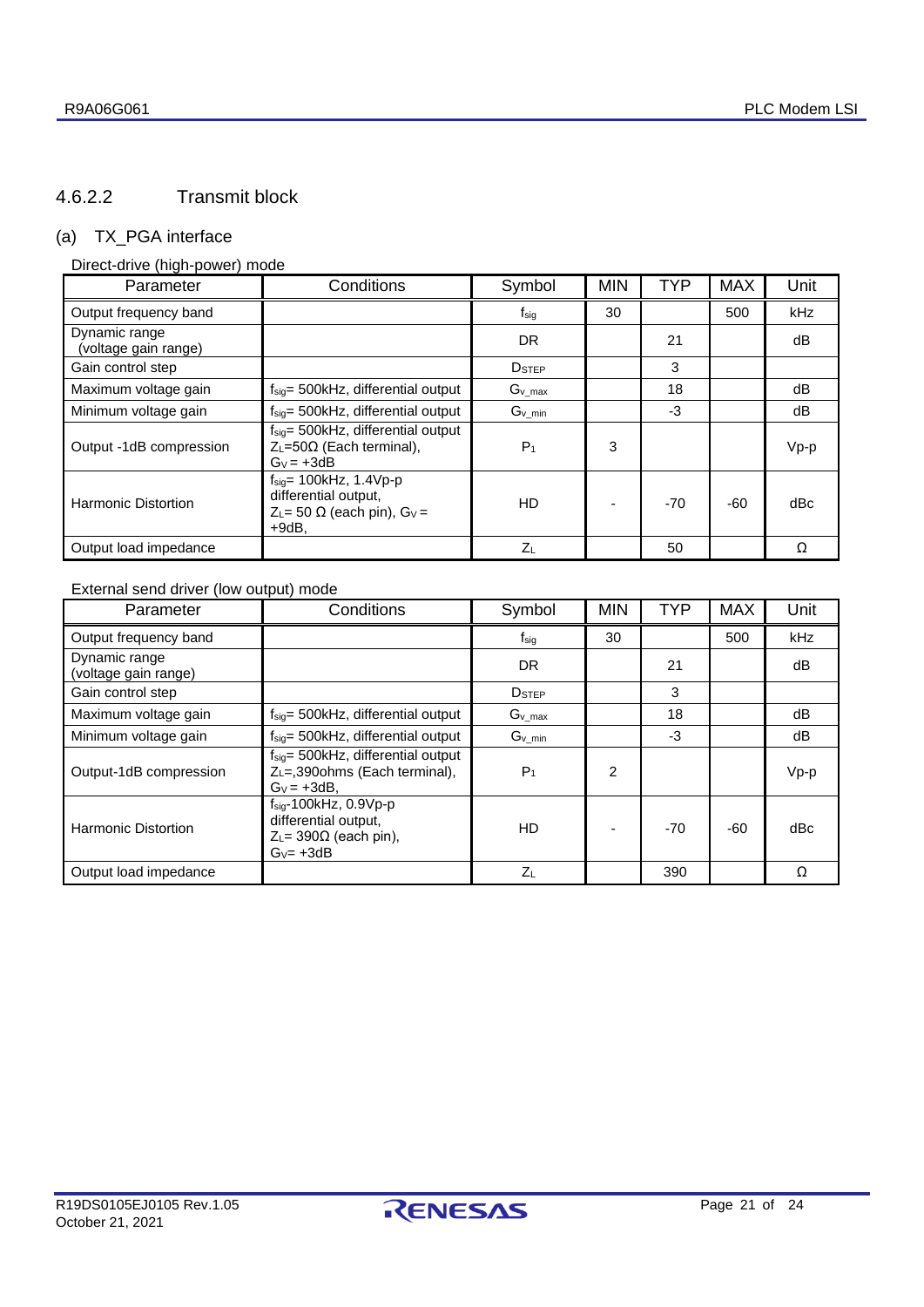### 4.6.2.2 Transmit block

#### (a) TX_PGA interface

Direct-drive (high-power) mode

| Parameter | Conditions | Symbol | MIN | TYP | MAX | Unit |
|---|---|---|---|---|---|---|
| Output frequency band | | $f_{sig}$ | 30 | | 500 | kHz |
| Dynamic range (voltage gain range) | | DR | | 21 | | dB |
| Gain control step | | $D_{STEP}$ | | 3 | | |
| Maximum voltage gain | $f_{sig}$= 500kHz, differential output | $G_{v\_max}$ | | 18 | | dB |
| Minimum voltage gain | $f_{sig}$= 500kHz, differential output | $G_{v\_min}$ | | -3 | | dB |
| Output -1dB compression | $f_{sig}$= 500kHz, differential output $Z_L$=50Ω (Each terminal), $G_V$ = +3dB | $P_1$ | 3 | | | Vp-p |
| Harmonic Distortion | $f_{sig}$= 100kHz, 1.4Vp-p differential output, $Z_L$= 50 Ω (each pin), $G_V$ = +9dB, | HD | - | -70 | -60 | dBc |
| Output load impedance | | $Z_L$ | | 50 | | Ω |

External send driver (low output) mode

| Parameter | Conditions | Symbol | MIN | TYP | MAX | Unit |
|---|---|---|---|---|---|---|
| Output frequency band | | $f_{sig}$ | 30 | | 500 | kHz |
| Dynamic range (voltage gain range) | | DR | | 21 | | dB |
| Gain control step | | $D_{STEP}$ | | 3 | | |
| Maximum voltage gain | $f_{sig}$= 500kHz, differential output | $G_{v\_max}$ | | 18 | | dB |
| Minimum voltage gain | $f_{sig}$= 500kHz, differential output | $G_{v\_min}$ | | -3 | | dB |
| Output-1dB compression | $f_{sig}$= 500kHz, differential output $Z_L$=,390ohms (Each terminal), $G_V$ = +3dB, | $P_1$ | 2 | | | Vp-p |
| Harmonic Distortion | $f_{sig}$-100kHz, 0.9Vp-p differential output, $Z_L$= 390Ω (each pin), $G_V$= +3dB | HD | - | -70 | -60 | dBc |
| Output load impedance | | $Z_L$ | | 390 | | Ω |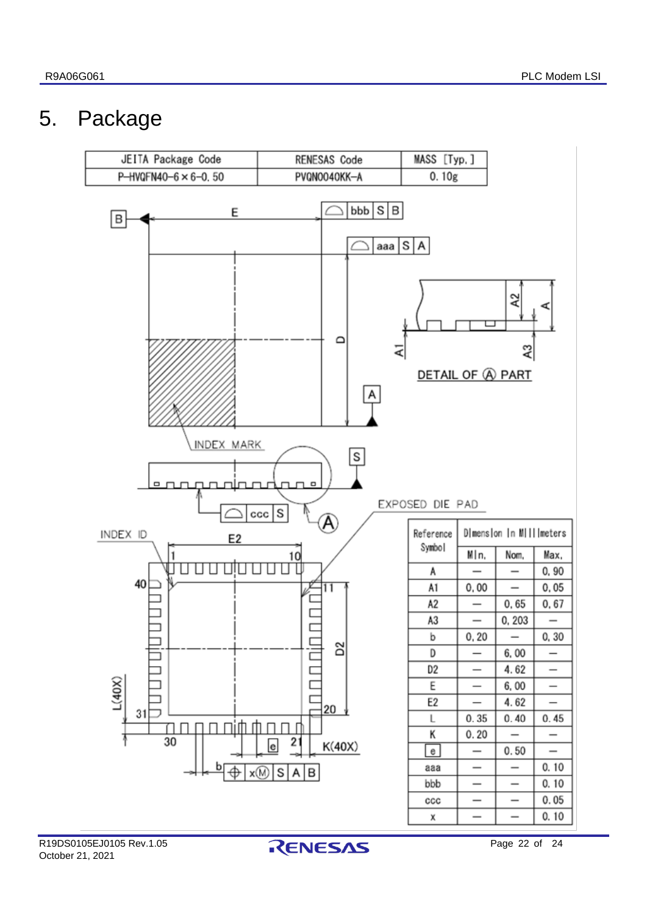# 5. Package

| JEITA Package Code | RENESAS Code | MASS [Typ.] |
|---|---|---|
| P-HVQFN40-6×6-0.50 | PVQN0040KK-A | 0.10g |

| Reference Symbol | Dimension In Millimeters | | |
|---|---|---|---|
| | Min. | Nom. | Max. |
| A | — | — | 0.90 |
| A1 | 0.00 | — | 0.05 |
| A2 | — | 0.65 | 0.67 |
| A3 | — | 0.203 | — |
| b | 0.20 | — | 0.30 |
| D | — | 6.00 | — |
| D2 | — | 4.62 | — |
| E | — | 6.00 | — |
| E2 | — | 4.62 | — |
| L | 0.35 | 0.40 | 0.45 |
| K | 0.20 | — | — |
| e | — | 0.50 | — |
| aaa | — | — | 0.10 |
| bbb | — | — | 0.10 |
| ccc | — | — | 0.05 |
| x | — | — | 0.10 |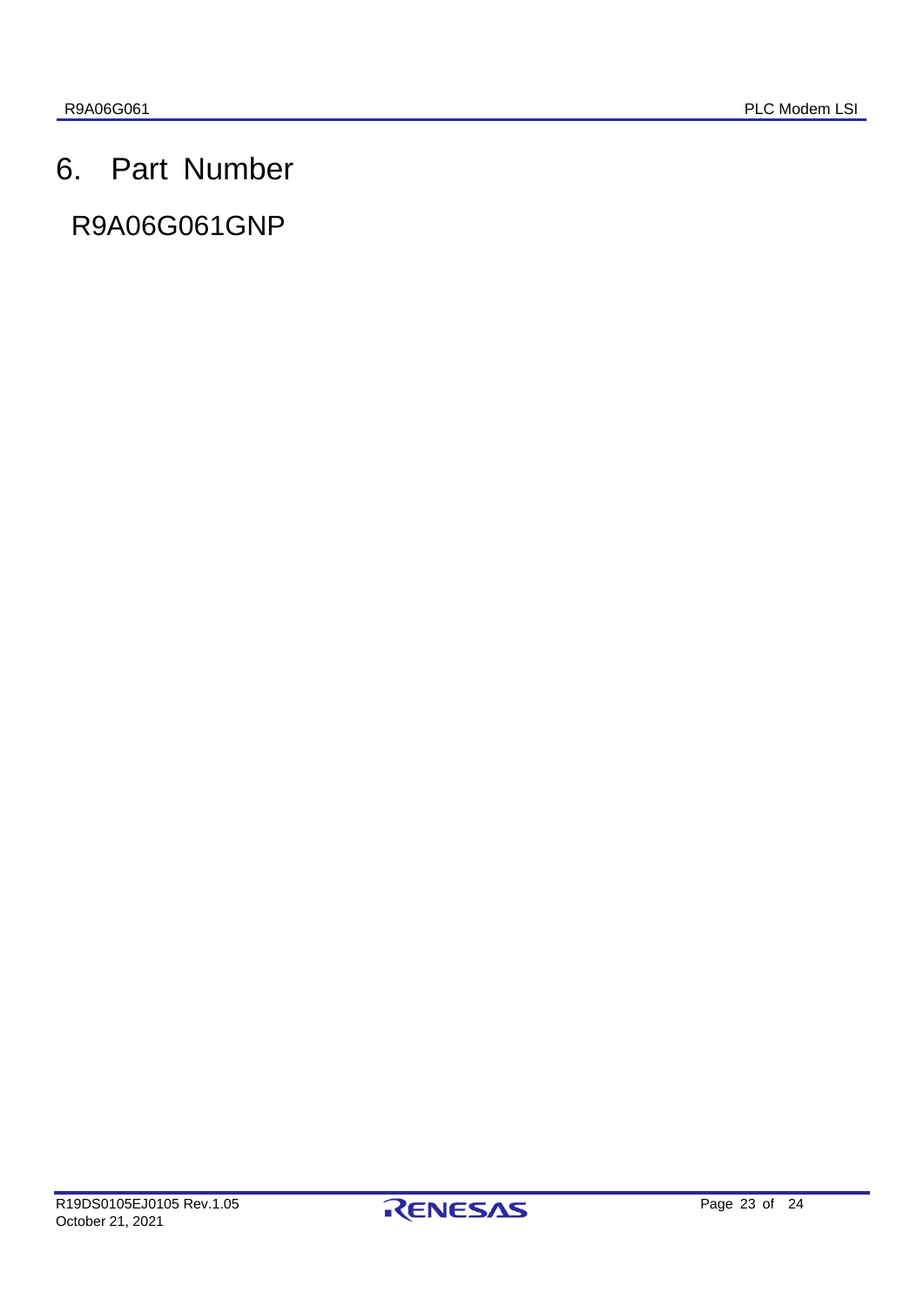# 6. Part Number

R9A06G061GNP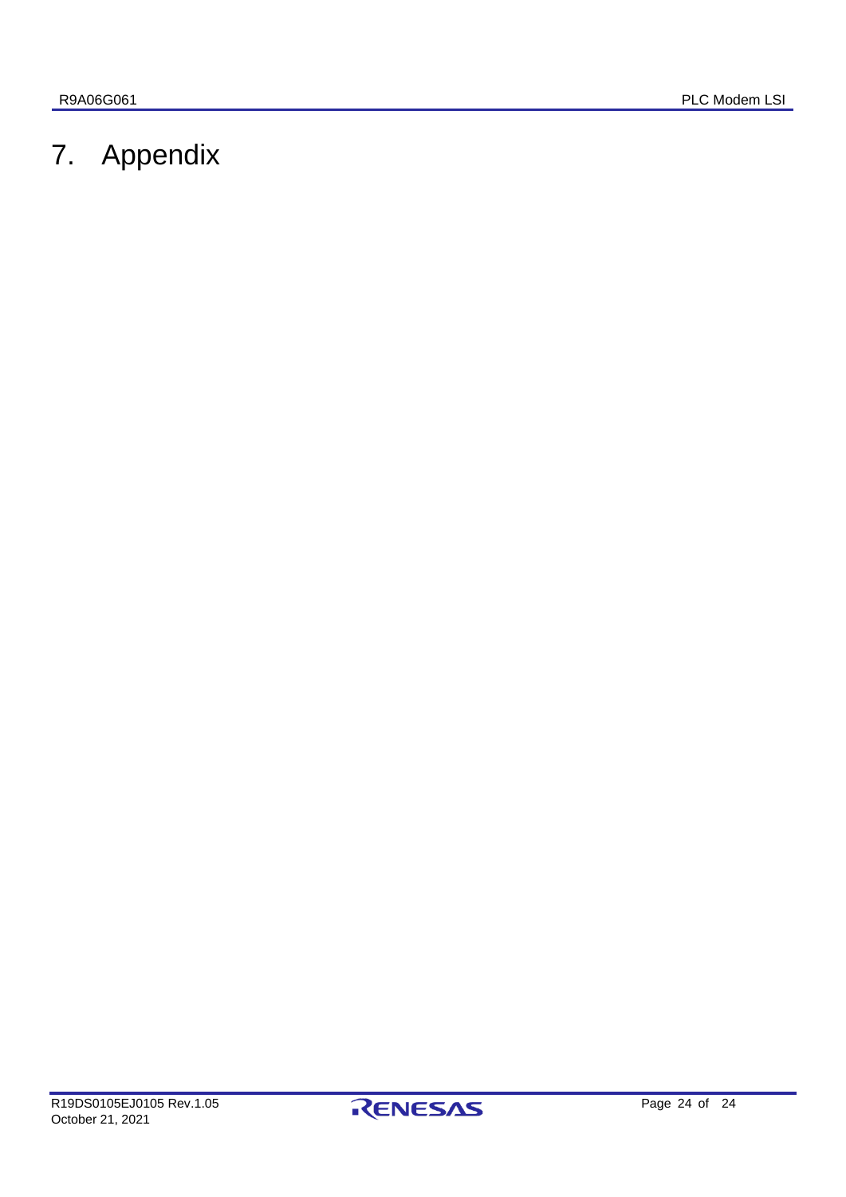# 7. Appendix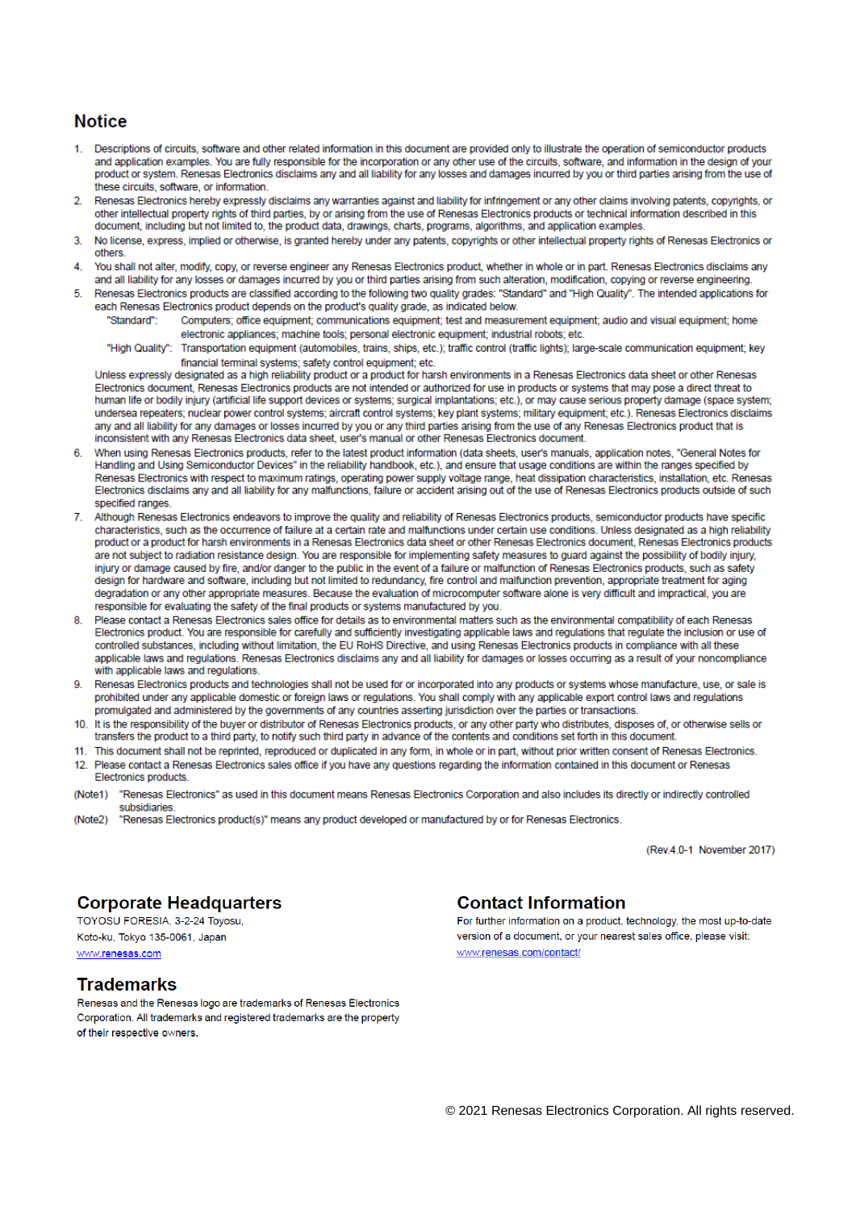# Notice

1. Descriptions of circuits, software and other related information in this document are provided only to illustrate the operation of semiconductor products and application examples. You are fully responsible for the incorporation or any other use of the circuits, software, and information in the design of your product or system. Renesas Electronics disclaims any and all liability for any losses and damages incurred by you or third parties arising from the use of these circuits, software, or information.
2. Renesas Electronics hereby expressly disclaims any warranties against and liability for infringement or any other claims involving patents, copyrights, or other intellectual property rights of third parties, by or arising from the use of Renesas Electronics products or technical information described in this document, including but not limited to, the product data, drawings, charts, programs, algorithms, and application examples.
3. No license, express, implied or otherwise, is granted hereby under any patents, copyrights or other intellectual property rights of Renesas Electronics or others.
4. You shall not alter, modify, copy, or reverse engineer any Renesas Electronics product, whether in whole or in part. Renesas Electronics disclaims any and all liability for any losses or damages incurred by you or third parties arising from such alteration, modification, copying or reverse engineering.
5. Renesas Electronics products are classified according to the following two quality grades: "Standard" and "High Quality". The intended applications for each Renesas Electronics product depends on the product's quality grade, as indicated below.
   "Standard": Computers; office equipment; communications equipment; test and measurement equipment; audio and visual equipment; home electronic appliances; machine tools; personal electronic equipment; industrial robots; etc.
   "High Quality": Transportation equipment (automobiles, trains, ships, etc.); traffic control (traffic lights); large-scale communication equipment; key financial terminal systems; safety control equipment; etc.
   Unless expressly designated as a high reliability product or a product for harsh environments in a Renesas Electronics data sheet or other Renesas Electronics document, Renesas Electronics products are not intended or authorized for use in products or systems that may pose a direct threat to human life or bodily injury (artificial life support devices or systems; surgical implantations; etc.), or may cause serious property damage (space system; undersea repeaters; nuclear power control systems; aircraft control systems; key plant systems; military equipment; etc.). Renesas Electronics disclaims any and all liability for any damages or losses incurred by you or any third parties arising from the use of any Renesas Electronics product that is inconsistent with any Renesas Electronics data sheet, user's manual or other Renesas Electronics document.
6. When using Renesas Electronics products, refer to the latest product information (data sheets, user's manuals, application notes, "General Notes for Handling and Using Semiconductor Devices" in the reliability handbook, etc.), and ensure that usage conditions are within the ranges specified by Renesas Electronics with respect to maximum ratings, operating power supply voltage range, heat dissipation characteristics, installation, etc. Renesas Electronics disclaims any and all liability for any malfunctions, failure or accident arising out of the use of Renesas Electronics products outside of such specified ranges.
7. Although Renesas Electronics endeavors to improve the quality and reliability of Renesas Electronics products, semiconductor products have specific characteristics, such as the occurrence of failure at a certain rate and malfunctions under certain use conditions. Unless designated as a high reliability product or a product for harsh environments in a Renesas Electronics data sheet or other Renesas Electronics document, Renesas Electronics products are not subject to radiation resistance design. You are responsible for implementing safety measures to guard against the possibility of bodily injury, injury or damage caused by fire, and/or danger to the public in the event of a failure or malfunction of Renesas Electronics products, such as safety design for hardware and software, including but not limited to redundancy, fire control and malfunction prevention, appropriate treatment for aging degradation or any other appropriate measures. Because the evaluation of microcomputer software alone is very difficult and impractical, you are responsible for evaluating the safety of the final products or systems manufactured by you.
8. Please contact a Renesas Electronics sales office for details as to environmental matters such as the environmental compatibility of each Renesas Electronics product. You are responsible for carefully and sufficiently investigating applicable laws and regulations that regulate the inclusion or use of controlled substances, including without limitation, the EU RoHS Directive, and using Renesas Electronics products in compliance with all these applicable laws and regulations. Renesas Electronics disclaims any and all liability for damages or losses occurring as a result of your noncompliance with applicable laws and regulations.
9. Renesas Electronics products and technologies shall not be used for or incorporated into any products or systems whose manufacture, use, or sale is prohibited under any applicable domestic or foreign laws or regulations. You shall comply with any applicable export control laws and regulations promulgated and administered by the governments of any countries asserting jurisdiction over the parties or transactions.
10. It is the responsibility of the buyer or distributor of Renesas Electronics products, or any other party who distributes, disposes of, or otherwise sells or transfers the product to a third party, to notify such third party in advance of the contents and conditions set forth in this document.
11. This document shall not be reprinted, reproduced or duplicated in any form, in whole or in part, without prior written consent of Renesas Electronics.
12. Please contact a Renesas Electronics sales office if you have any questions regarding the information contained in this document or Renesas Electronics products.

(Note1) "Renesas Electronics" as used in this document means Renesas Electronics Corporation and also includes its directly or indirectly controlled subsidiaries.

(Note2) "Renesas Electronics product(s)" means any product developed or manufactured by or for Renesas Electronics.

(Rev.4.0-1 November 2017)

## Corporate Headquarters

TOYOSU FORESIA, 3-2-24 Toyosu,
Koto-ku, Tokyo 135-0061, Japan
www.renesas.com

## Contact Information

For further information on a product, technology, the most up-to-date version of a document, or your nearest sales office, please visit:
www.renesas.com/contact/

## Trademarks

Renesas and the Renesas logo are trademarks of Renesas Electronics Corporation. All trademarks and registered trademarks are the property of their respective owners.

© 2021 Renesas Electronics Corporation. All rights reserved.